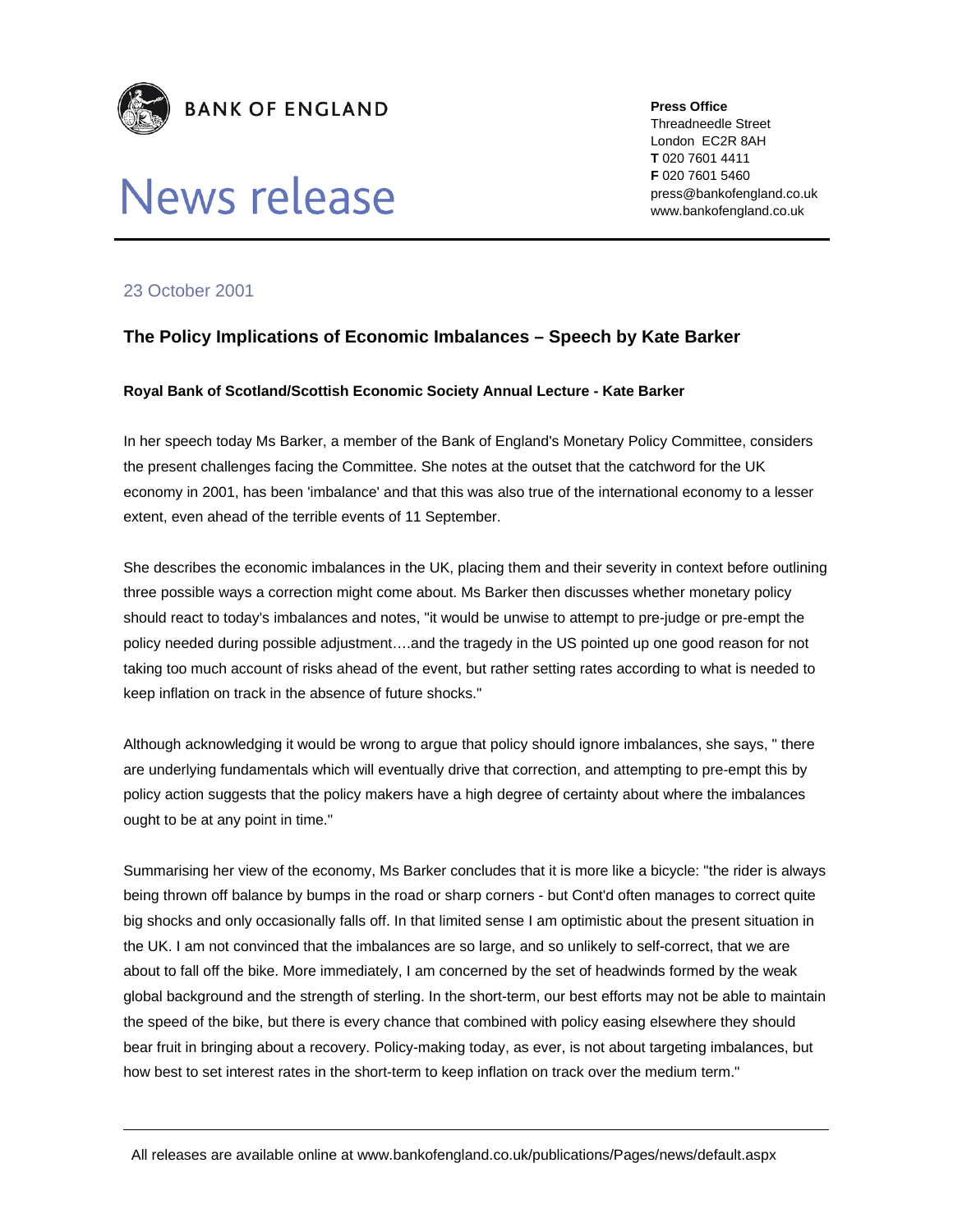**BANK OF ENGLAND**

# News release

**Press Office**
Threadneedle Street
London EC2R 8AH
**T** 020 7601 4411
**F** 020 7601 5460
press@bankofengland.co.uk
www.bankofengland.co.uk

23 October 2001

## The Policy Implications of Economic Imbalances – Speech by Kate Barker

**Royal Bank of Scotland/Scottish Economic Society Annual Lecture - Kate Barker**

In her speech today Ms Barker, a member of the Bank of England's Monetary Policy Committee, considers the present challenges facing the Committee. She notes at the outset that the catchword for the UK economy in 2001, has been 'imbalance' and that this was also true of the international economy to a lesser extent, even ahead of the terrible events of 11 September.

She describes the economic imbalances in the UK, placing them and their severity in context before outlining three possible ways a correction might come about. Ms Barker then discusses whether monetary policy should react to today's imbalances and notes, "it would be unwise to attempt to pre-judge or pre-empt the policy needed during possible adjustment….and the tragedy in the US pointed up one good reason for not taking too much account of risks ahead of the event, but rather setting rates according to what is needed to keep inflation on track in the absence of future shocks."

Although acknowledging it would be wrong to argue that policy should ignore imbalances, she says, " there are underlying fundamentals which will eventually drive that correction, and attempting to pre-empt this by policy action suggests that the policy makers have a high degree of certainty about where the imbalances ought to be at any point in time."

Summarising her view of the economy, Ms Barker concludes that it is more like a bicycle: "the rider is always being thrown off balance by bumps in the road or sharp corners - but Cont'd often manages to correct quite big shocks and only occasionally falls off. In that limited sense I am optimistic about the present situation in the UK. I am not convinced that the imbalances are so large, and so unlikely to self-correct, that we are about to fall off the bike. More immediately, I am concerned by the set of headwinds formed by the weak global background and the strength of sterling. In the short-term, our best efforts may not be able to maintain the speed of the bike, but there is every chance that combined with policy easing elsewhere they should bear fruit in bringing about a recovery. Policy-making today, as ever, is not about targeting imbalances, but how best to set interest rates in the short-term to keep inflation on track over the medium term."

All releases are available online at www.bankofengland.co.uk/publications/Pages/news/default.aspx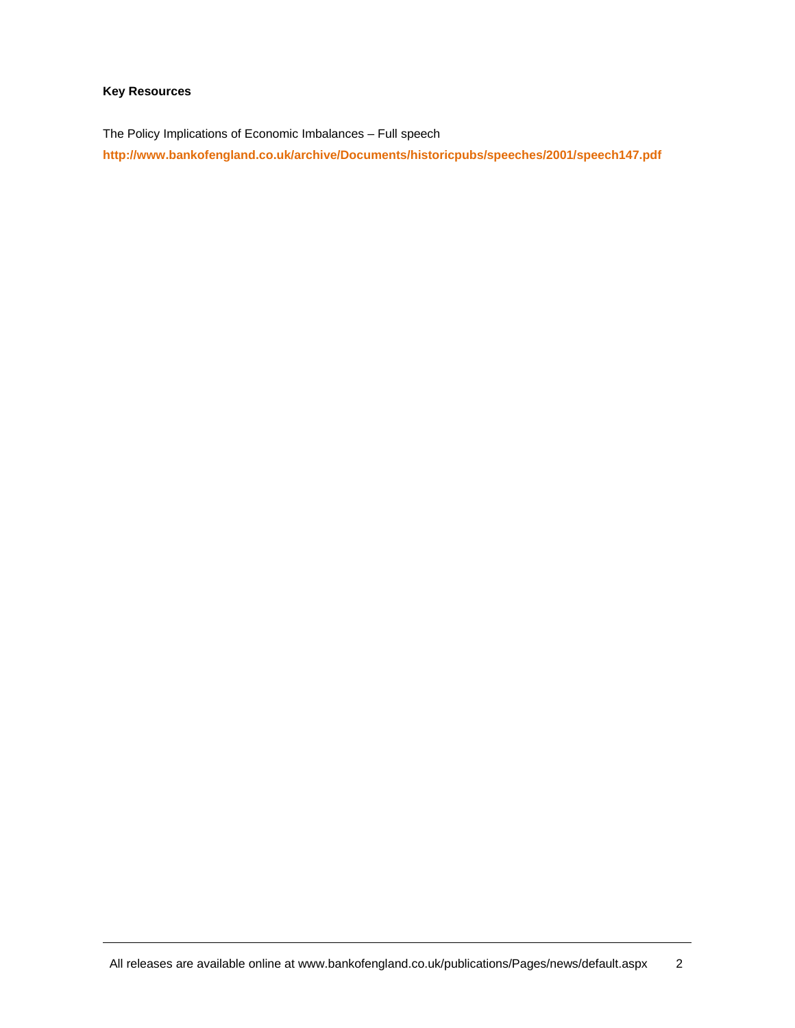**Key Resources**

The Policy Implications of Economic Imbalances – Full speech

**http://www.bankofengland.co.uk/archive/Documents/historicpubs/speeches/2001/speech147.pdf**